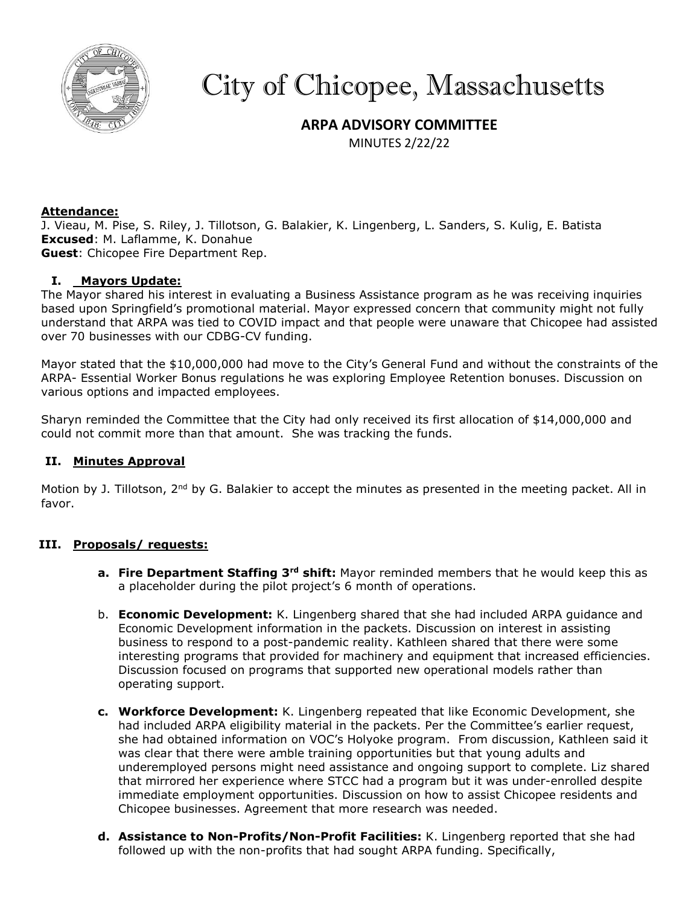# City of Chicopee, Massachusetts

## ARPA ADVISORY COMMITTEE

MINUTES 2/22/22

**Attendance:**
J. Vieau, M. Pise, S. Riley, J. Tillotson, G. Balakier, K. Lingenberg, L. Sanders, S. Kulig, E. Batista
**Excused**: M. Laflamme, K. Donahue
**Guest**: Chicopee Fire Department Rep.

### I. Mayors Update:

The Mayor shared his interest in evaluating a Business Assistance program as he was receiving inquiries based upon Springfield's promotional material. Mayor expressed concern that community might not fully understand that ARPA was tied to COVID impact and that people were unaware that Chicopee had assisted over 70 businesses with our CDBG-CV funding.

Mayor stated that the $10,000,000 had move to the City's General Fund and without the constraints of the ARPA- Essential Worker Bonus regulations he was exploring Employee Retention bonuses. Discussion on various options and impacted employees.

Sharyn reminded the Committee that the City had only received its first allocation of $14,000,000 and could not commit more than that amount. She was tracking the funds.

### II. Minutes Approval

Motion by J. Tillotson, 2nd by G. Balakier to accept the minutes as presented in the meeting packet. All in favor.

### III. Proposals/ requests:

a. **Fire Department Staffing 3rd shift:** Mayor reminded members that he would keep this as a placeholder during the pilot project's 6 month of operations.

b. **Economic Development:** K. Lingenberg shared that she had included ARPA guidance and Economic Development information in the packets. Discussion on interest in assisting business to respond to a post-pandemic reality. Kathleen shared that there were some interesting programs that provided for machinery and equipment that increased efficiencies. Discussion focused on programs that supported new operational models rather than operating support.

c. **Workforce Development:** K. Lingenberg repeated that like Economic Development, she had included ARPA eligibility material in the packets. Per the Committee's earlier request, she had obtained information on VOC's Holyoke program. From discussion, Kathleen said it was clear that there were amble training opportunities but that young adults and underemployed persons might need assistance and ongoing support to complete. Liz shared that mirrored her experience where STCC had a program but it was under-enrolled despite immediate employment opportunities. Discussion on how to assist Chicopee residents and Chicopee businesses. Agreement that more research was needed.

d. **Assistance to Non-Profits/Non-Profit Facilities:** K. Lingenberg reported that she had followed up with the non-profits that had sought ARPA funding. Specifically,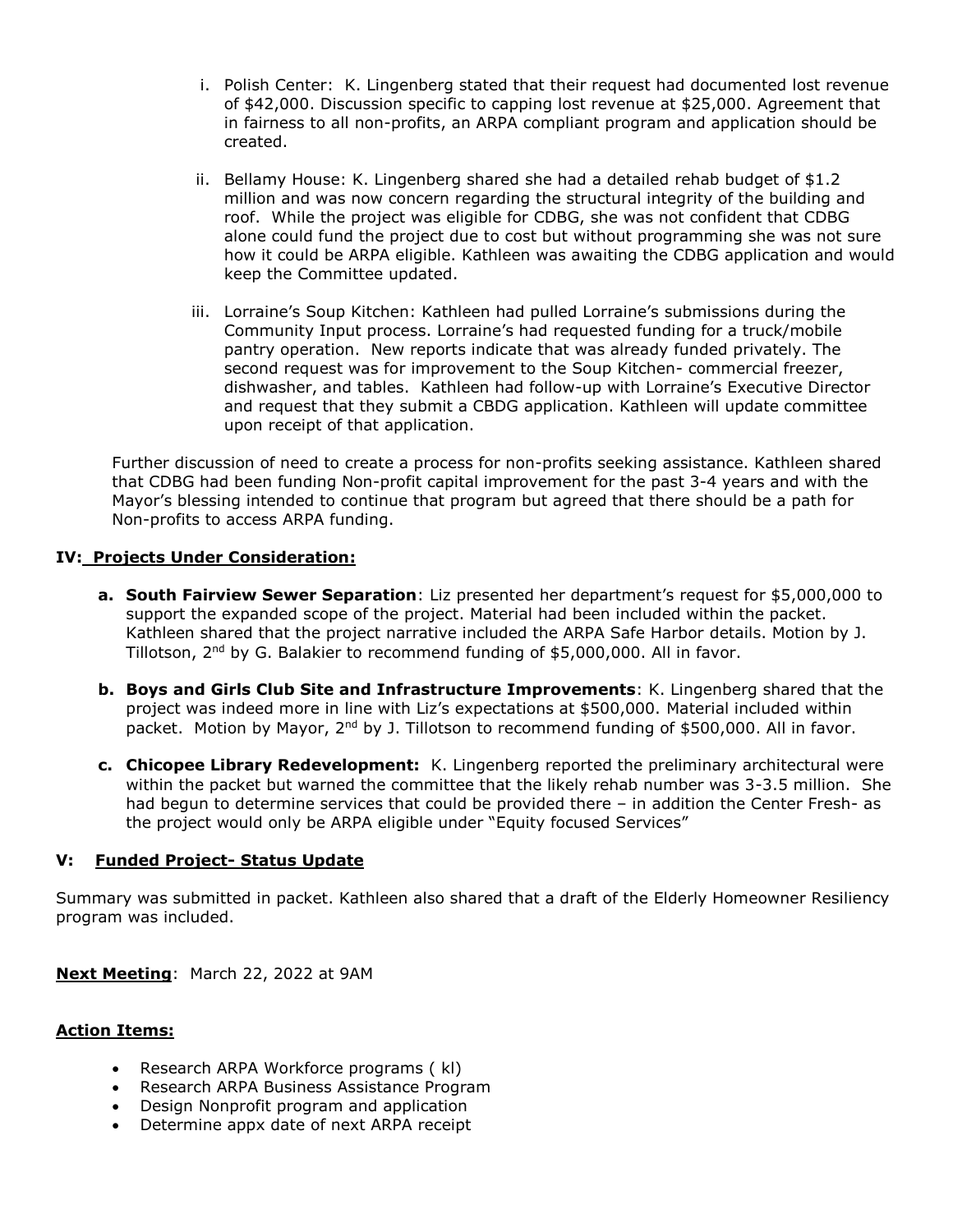i. Polish Center: K. Lingenberg stated that their request had documented lost revenue of $42,000. Discussion specific to capping lost revenue at $25,000. Agreement that in fairness to all non-profits, an ARPA compliant program and application should be created.

ii. Bellamy House: K. Lingenberg shared she had a detailed rehab budget of $1.2 million and was now concern regarding the structural integrity of the building and roof. While the project was eligible for CDBG, she was not confident that CDBG alone could fund the project due to cost but without programming she was not sure how it could be ARPA eligible. Kathleen was awaiting the CDBG application and would keep the Committee updated.

iii. Lorraine's Soup Kitchen: Kathleen had pulled Lorraine's submissions during the Community Input process. Lorraine's had requested funding for a truck/mobile pantry operation. New reports indicate that was already funded privately. The second request was for improvement to the Soup Kitchen- commercial freezer, dishwasher, and tables. Kathleen had follow-up with Lorraine's Executive Director and request that they submit a CBDG application. Kathleen will update committee upon receipt of that application.

Further discussion of need to create a process for non-profits seeking assistance. Kathleen shared that CDBG had been funding Non-profit capital improvement for the past 3-4 years and with the Mayor's blessing intended to continue that program but agreed that there should be a path for Non-profits to access ARPA funding.

## IV: Projects Under Consideration:

**a. South Fairview Sewer Separation**: Liz presented her department's request for $5,000,000 to support the expanded scope of the project. Material had been included within the packet. Kathleen shared that the project narrative included the ARPA Safe Harbor details. Motion by J. Tillotson, 2nd by G. Balakier to recommend funding of $5,000,000. All in favor.

**b. Boys and Girls Club Site and Infrastructure Improvements**: K. Lingenberg shared that the project was indeed more in line with Liz's expectations at $500,000. Material included within packet. Motion by Mayor, 2nd by J. Tillotson to recommend funding of $500,000. All in favor.

**c. Chicopee Library Redevelopment:** K. Lingenberg reported the preliminary architectural were within the packet but warned the committee that the likely rehab number was 3-3.5 million. She had begun to determine services that could be provided there – in addition the Center Fresh- as the project would only be ARPA eligible under "Equity focused Services"

## V: Funded Project- Status Update

Summary was submitted in packet. Kathleen also shared that a draft of the Elderly Homeowner Resiliency program was included.

**Next Meeting**: March 22, 2022 at 9AM

**Action Items:**

- Research ARPA Workforce programs ( kl)
- Research ARPA Business Assistance Program
- Design Nonprofit program and application
- Determine appx date of next ARPA receipt